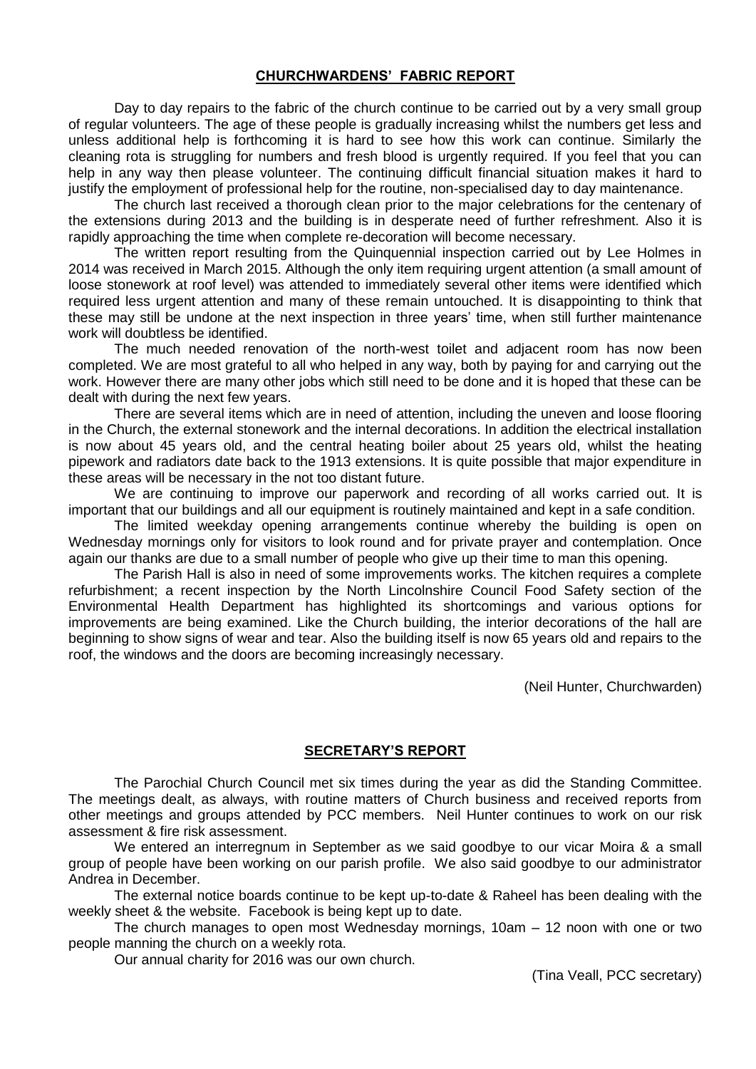## CHURCHWARDENS' FABRIC REPORT

Day to day repairs to the fabric of the church continue to be carried out by a very small group of regular volunteers. The age of these people is gradually increasing whilst the numbers get less and unless additional help is forthcoming it is hard to see how this work can continue. Similarly the cleaning rota is struggling for numbers and fresh blood is urgently required. If you feel that you can help in any way then please volunteer. The continuing difficult financial situation makes it hard to justify the employment of professional help for the routine, non-specialised day to day maintenance.

The church last received a thorough clean prior to the major celebrations for the centenary of the extensions during 2013 and the building is in desperate need of further refreshment. Also it is rapidly approaching the time when complete re-decoration will become necessary.

The written report resulting from the Quinquennial inspection carried out by Lee Holmes in 2014 was received in March 2015. Although the only item requiring urgent attention (a small amount of loose stonework at roof level) was attended to immediately several other items were identified which required less urgent attention and many of these remain untouched. It is disappointing to think that these may still be undone at the next inspection in three years' time, when still further maintenance work will doubtless be identified.

The much needed renovation of the north-west toilet and adjacent room has now been completed. We are most grateful to all who helped in any way, both by paying for and carrying out the work. However there are many other jobs which still need to be done and it is hoped that these can be dealt with during the next few years.

There are several items which are in need of attention, including the uneven and loose flooring in the Church, the external stonework and the internal decorations. In addition the electrical installation is now about 45 years old, and the central heating boiler about 25 years old, whilst the heating pipework and radiators date back to the 1913 extensions. It is quite possible that major expenditure in these areas will be necessary in the not too distant future.

We are continuing to improve our paperwork and recording of all works carried out. It is important that our buildings and all our equipment is routinely maintained and kept in a safe condition.

The limited weekday opening arrangements continue whereby the building is open on Wednesday mornings only for visitors to look round and for private prayer and contemplation. Once again our thanks are due to a small number of people who give up their time to man this opening.

The Parish Hall is also in need of some improvements works. The kitchen requires a complete refurbishment; a recent inspection by the North Lincolnshire Council Food Safety section of the Environmental Health Department has highlighted its shortcomings and various options for improvements are being examined. Like the Church building, the interior decorations of the hall are beginning to show signs of wear and tear. Also the building itself is now 65 years old and repairs to the roof, the windows and the doors are becoming increasingly necessary.

(Neil Hunter, Churchwarden)

## SECRETARY'S REPORT

The Parochial Church Council met six times during the year as did the Standing Committee. The meetings dealt, as always, with routine matters of Church business and received reports from other meetings and groups attended by PCC members. Neil Hunter continues to work on our risk assessment & fire risk assessment.

We entered an interregnum in September as we said goodbye to our vicar Moira & a small group of people have been working on our parish profile. We also said goodbye to our administrator Andrea in December.

The external notice boards continue to be kept up-to-date & Raheel has been dealing with the weekly sheet & the website. Facebook is being kept up to date.

The church manages to open most Wednesday mornings, 10am – 12 noon with one or two people manning the church on a weekly rota.

Our annual charity for 2016 was our own church.

(Tina Veall, PCC secretary)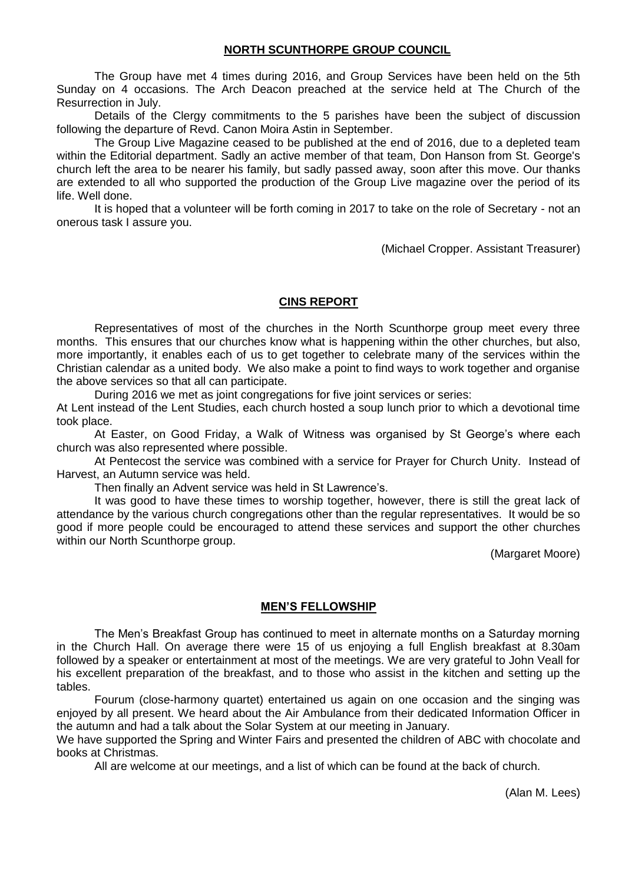## NORTH SCUNTHORPE GROUP COUNCIL

The Group have met 4 times during 2016, and Group Services have been held on the 5th Sunday on 4 occasions. The Arch Deacon preached at the service held at The Church of the Resurrection in July.

Details of the Clergy commitments to the 5 parishes have been the subject of discussion following the departure of Revd. Canon Moira Astin in September.

The Group Live Magazine ceased to be published at the end of 2016, due to a depleted team within the Editorial department. Sadly an active member of that team, Don Hanson from St. George's church left the area to be nearer his family, but sadly passed away, soon after this move. Our thanks are extended to all who supported the production of the Group Live magazine over the period of its life. Well done.

It is hoped that a volunteer will be forth coming in 2017 to take on the role of Secretary - not an onerous task I assure you.

(Michael Cropper. Assistant Treasurer)

## CINS REPORT

Representatives of most of the churches in the North Scunthorpe group meet every three months. This ensures that our churches know what is happening within the other churches, but also, more importantly, it enables each of us to get together to celebrate many of the services within the Christian calendar as a united body. We also make a point to find ways to work together and organise the above services so that all can participate.

During 2016 we met as joint congregations for five joint services or series:

At Lent instead of the Lent Studies, each church hosted a soup lunch prior to which a devotional time took place.

At Easter, on Good Friday, a Walk of Witness was organised by St George's where each church was also represented where possible.

At Pentecost the service was combined with a service for Prayer for Church Unity. Instead of Harvest, an Autumn service was held.

Then finally an Advent service was held in St Lawrence's.

It was good to have these times to worship together, however, there is still the great lack of attendance by the various church congregations other than the regular representatives. It would be so good if more people could be encouraged to attend these services and support the other churches within our North Scunthorpe group.

(Margaret Moore)

## MEN'S FELLOWSHIP

The Men's Breakfast Group has continued to meet in alternate months on a Saturday morning in the Church Hall. On average there were 15 of us enjoying a full English breakfast at 8.30am followed by a speaker or entertainment at most of the meetings. We are very grateful to John Veall for his excellent preparation of the breakfast, and to those who assist in the kitchen and setting up the tables.

Fourum (close-harmony quartet) entertained us again on one occasion and the singing was enjoyed by all present. We heard about the Air Ambulance from their dedicated Information Officer in the autumn and had a talk about the Solar System at our meeting in January.

We have supported the Spring and Winter Fairs and presented the children of ABC with chocolate and books at Christmas.

All are welcome at our meetings, and a list of which can be found at the back of church.

(Alan M. Lees)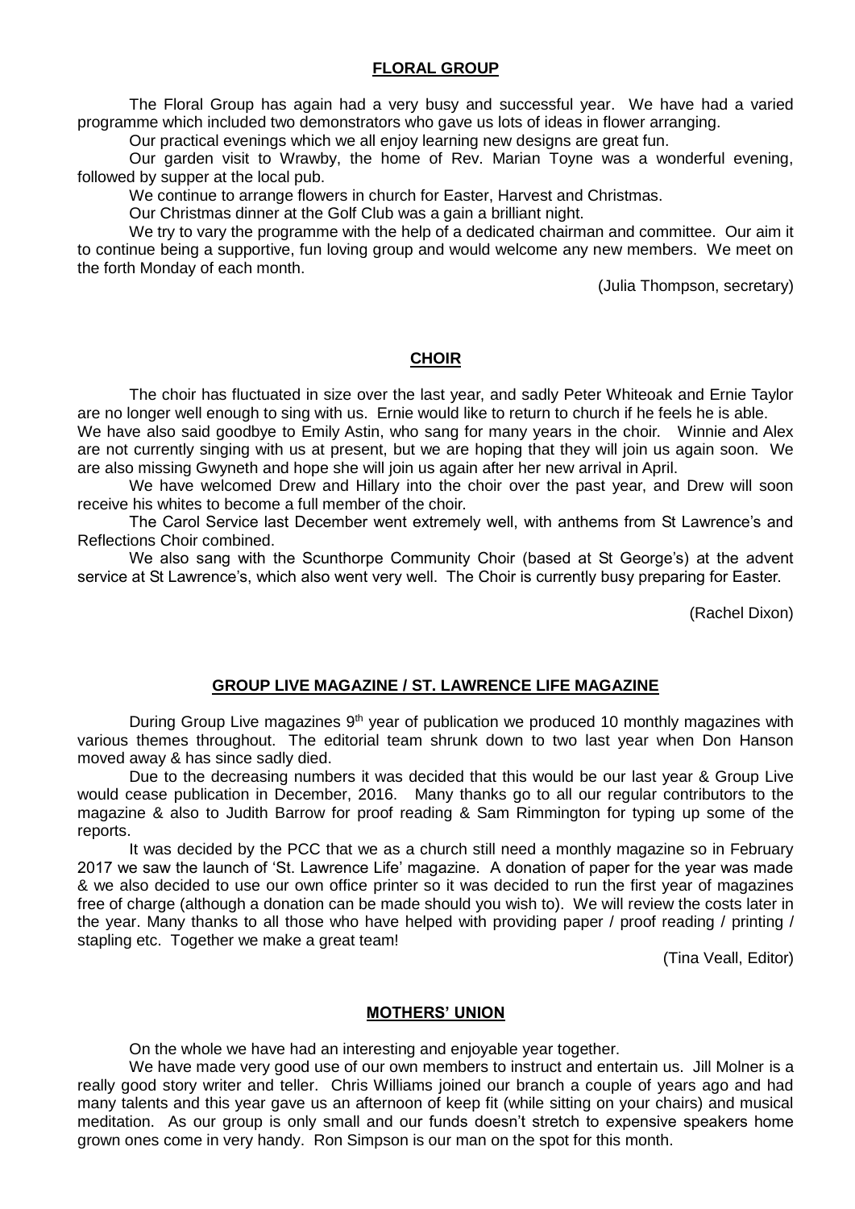## FLORAL GROUP

The Floral Group has again had a very busy and successful year. We have had a varied programme which included two demonstrators who gave us lots of ideas in flower arranging.

Our practical evenings which we all enjoy learning new designs are great fun.

Our garden visit to Wrawby, the home of Rev. Marian Toyne was a wonderful evening, followed by supper at the local pub.

We continue to arrange flowers in church for Easter, Harvest and Christmas.

Our Christmas dinner at the Golf Club was a gain a brilliant night.

We try to vary the programme with the help of a dedicated chairman and committee. Our aim it to continue being a supportive, fun loving group and would welcome any new members. We meet on the forth Monday of each month.

(Julia Thompson, secretary)

## CHOIR

The choir has fluctuated in size over the last year, and sadly Peter Whiteoak and Ernie Taylor are no longer well enough to sing with us. Ernie would like to return to church if he feels he is able. We have also said goodbye to Emily Astin, who sang for many years in the choir. Winnie and Alex are not currently singing with us at present, but we are hoping that they will join us again soon. We are also missing Gwyneth and hope she will join us again after her new arrival in April.

We have welcomed Drew and Hillary into the choir over the past year, and Drew will soon receive his whites to become a full member of the choir.

The Carol Service last December went extremely well, with anthems from St Lawrence's and Reflections Choir combined.

We also sang with the Scunthorpe Community Choir (based at St George's) at the advent service at St Lawrence's, which also went very well. The Choir is currently busy preparing for Easter.

(Rachel Dixon)

## GROUP LIVE MAGAZINE / ST. LAWRENCE LIFE MAGAZINE

During Group Live magazines 9th year of publication we produced 10 monthly magazines with various themes throughout. The editorial team shrunk down to two last year when Don Hanson moved away & has since sadly died.

Due to the decreasing numbers it was decided that this would be our last year & Group Live would cease publication in December, 2016. Many thanks go to all our regular contributors to the magazine & also to Judith Barrow for proof reading & Sam Rimmington for typing up some of the reports.

It was decided by the PCC that we as a church still need a monthly magazine so in February 2017 we saw the launch of 'St. Lawrence Life' magazine. A donation of paper for the year was made & we also decided to use our own office printer so it was decided to run the first year of magazines free of charge (although a donation can be made should you wish to). We will review the costs later in the year. Many thanks to all those who have helped with providing paper / proof reading / printing / stapling etc. Together we make a great team!

(Tina Veall, Editor)

## MOTHERS' UNION

On the whole we have had an interesting and enjoyable year together.

We have made very good use of our own members to instruct and entertain us. Jill Molner is a really good story writer and teller. Chris Williams joined our branch a couple of years ago and had many talents and this year gave us an afternoon of keep fit (while sitting on your chairs) and musical meditation. As our group is only small and our funds doesn't stretch to expensive speakers home grown ones come in very handy. Ron Simpson is our man on the spot for this month.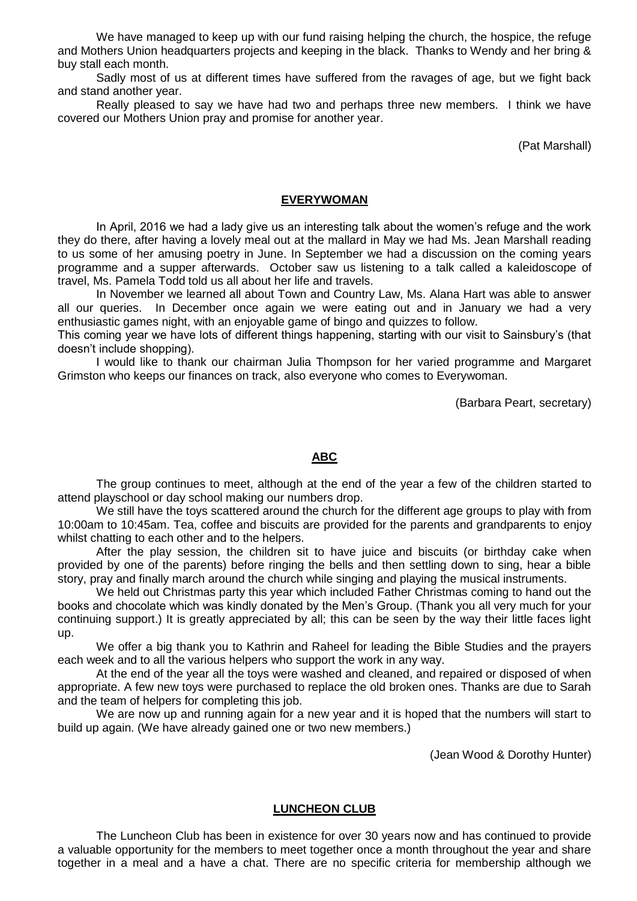We have managed to keep up with our fund raising helping the church, the hospice, the refuge and Mothers Union headquarters projects and keeping in the black. Thanks to Wendy and her bring & buy stall each month.

Sadly most of us at different times have suffered from the ravages of age, but we fight back and stand another year.

Really pleased to say we have had two and perhaps three new members. I think we have covered our Mothers Union pray and promise for another year.

(Pat Marshall)

## EVERYWOMAN

In April, 2016 we had a lady give us an interesting talk about the women's refuge and the work they do there, after having a lovely meal out at the mallard in May we had Ms. Jean Marshall reading to us some of her amusing poetry in June. In September we had a discussion on the coming years programme and a supper afterwards. October saw us listening to a talk called a kaleidoscope of travel, Ms. Pamela Todd told us all about her life and travels.

In November we learned all about Town and Country Law, Ms. Alana Hart was able to answer all our queries. In December once again we were eating out and in January we had a very enthusiastic games night, with an enjoyable game of bingo and quizzes to follow.

This coming year we have lots of different things happening, starting with our visit to Sainsbury's (that doesn't include shopping).

I would like to thank our chairman Julia Thompson for her varied programme and Margaret Grimston who keeps our finances on track, also everyone who comes to Everywoman.

(Barbara Peart, secretary)

## ABC

The group continues to meet, although at the end of the year a few of the children started to attend playschool or day school making our numbers drop.

We still have the toys scattered around the church for the different age groups to play with from 10:00am to 10:45am. Tea, coffee and biscuits are provided for the parents and grandparents to enjoy whilst chatting to each other and to the helpers.

After the play session, the children sit to have juice and biscuits (or birthday cake when provided by one of the parents) before ringing the bells and then settling down to sing, hear a bible story, pray and finally march around the church while singing and playing the musical instruments.

We held out Christmas party this year which included Father Christmas coming to hand out the books and chocolate which was kindly donated by the Men's Group. (Thank you all very much for your continuing support.) It is greatly appreciated by all; this can be seen by the way their little faces light up.

We offer a big thank you to Kathrin and Raheel for leading the Bible Studies and the prayers each week and to all the various helpers who support the work in any way.

At the end of the year all the toys were washed and cleaned, and repaired or disposed of when appropriate. A few new toys were purchased to replace the old broken ones. Thanks are due to Sarah and the team of helpers for completing this job.

We are now up and running again for a new year and it is hoped that the numbers will start to build up again. (We have already gained one or two new members.)

(Jean Wood & Dorothy Hunter)

## LUNCHEON CLUB

The Luncheon Club has been in existence for over 30 years now and has continued to provide a valuable opportunity for the members to meet together once a month throughout the year and share together in a meal and a have a chat. There are no specific criteria for membership although we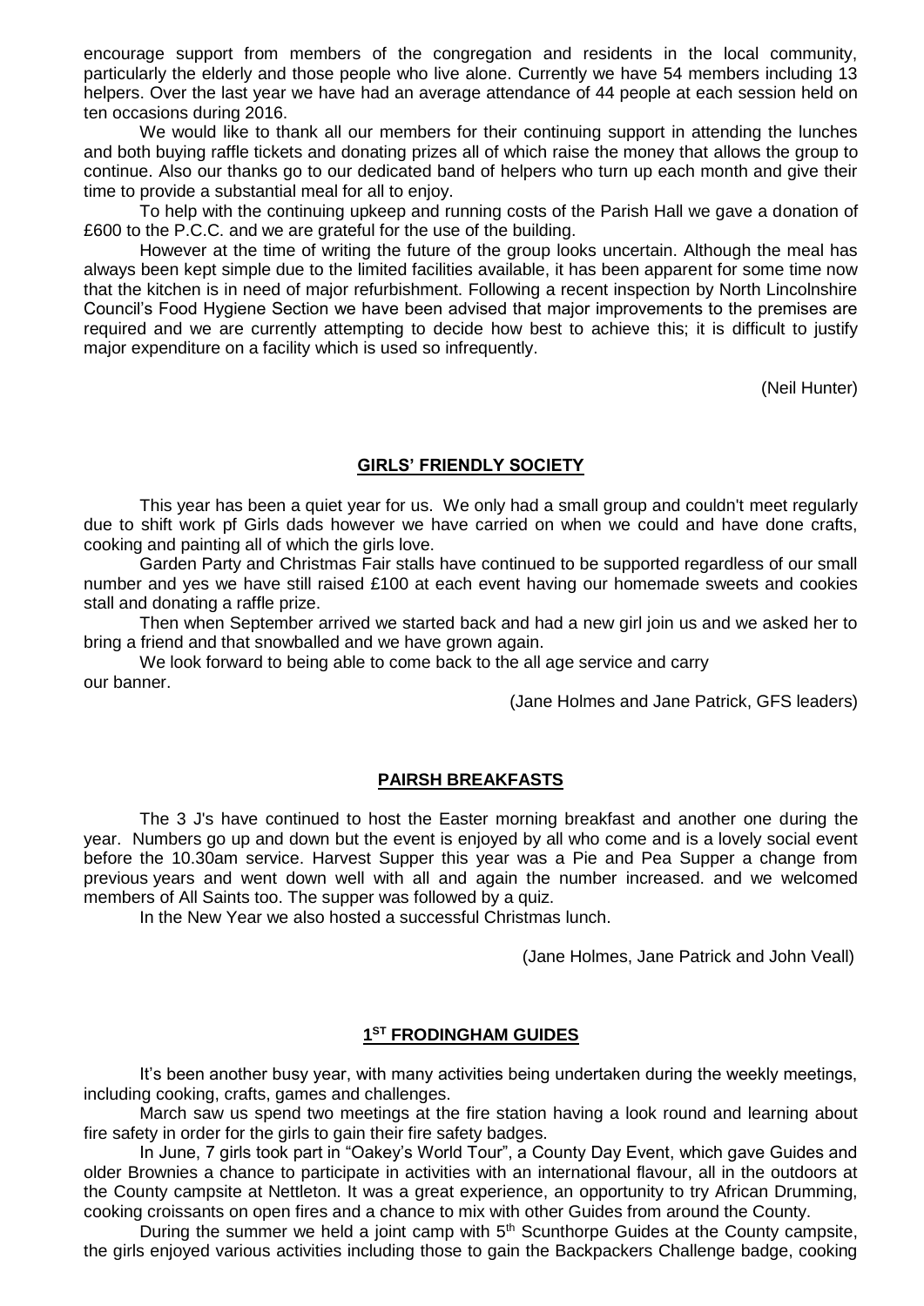encourage support from members of the congregation and residents in the local community, particularly the elderly and those people who live alone. Currently we have 54 members including 13 helpers. Over the last year we have had an average attendance of 44 people at each session held on ten occasions during 2016.

We would like to thank all our members for their continuing support in attending the lunches and both buying raffle tickets and donating prizes all of which raise the money that allows the group to continue. Also our thanks go to our dedicated band of helpers who turn up each month and give their time to provide a substantial meal for all to enjoy.

To help with the continuing upkeep and running costs of the Parish Hall we gave a donation of £600 to the P.C.C. and we are grateful for the use of the building.

However at the time of writing the future of the group looks uncertain. Although the meal has always been kept simple due to the limited facilities available, it has been apparent for some time now that the kitchen is in need of major refurbishment. Following a recent inspection by North Lincolnshire Council's Food Hygiene Section we have been advised that major improvements to the premises are required and we are currently attempting to decide how best to achieve this; it is difficult to justify major expenditure on a facility which is used so infrequently.

(Neil Hunter)

## GIRLS' FRIENDLY SOCIETY

This year has been a quiet year for us. We only had a small group and couldn't meet regularly due to shift work pf Girls dads however we have carried on when we could and have done crafts, cooking and painting all of which the girls love.

Garden Party and Christmas Fair stalls have continued to be supported regardless of our small number and yes we have still raised £100 at each event having our homemade sweets and cookies stall and donating a raffle prize.

Then when September arrived we started back and had a new girl join us and we asked her to bring a friend and that snowballed and we have grown again.

We look forward to being able to come back to the all age service and carry our banner.

(Jane Holmes and Jane Patrick, GFS leaders)

## PAIRSH BREAKFASTS

The 3 J's have continued to host the Easter morning breakfast and another one during the year. Numbers go up and down but the event is enjoyed by all who come and is a lovely social event before the 10.30am service. Harvest Supper this year was a Pie and Pea Supper a change from previous years and went down well with all and again the number increased. and we welcomed members of All Saints too. The supper was followed by a quiz.

In the New Year we also hosted a successful Christmas lunch.

(Jane Holmes, Jane Patrick and John Veall)

## 1ST FRODINGHAM GUIDES

It's been another busy year, with many activities being undertaken during the weekly meetings, including cooking, crafts, games and challenges.

March saw us spend two meetings at the fire station having a look round and learning about fire safety in order for the girls to gain their fire safety badges.

In June, 7 girls took part in "Oakey's World Tour", a County Day Event, which gave Guides and older Brownies a chance to participate in activities with an international flavour, all in the outdoors at the County campsite at Nettleton. It was a great experience, an opportunity to try African Drumming, cooking croissants on open fires and a chance to mix with other Guides from around the County.

During the summer we held a joint camp with 5th Scunthorpe Guides at the County campsite, the girls enjoyed various activities including those to gain the Backpackers Challenge badge, cooking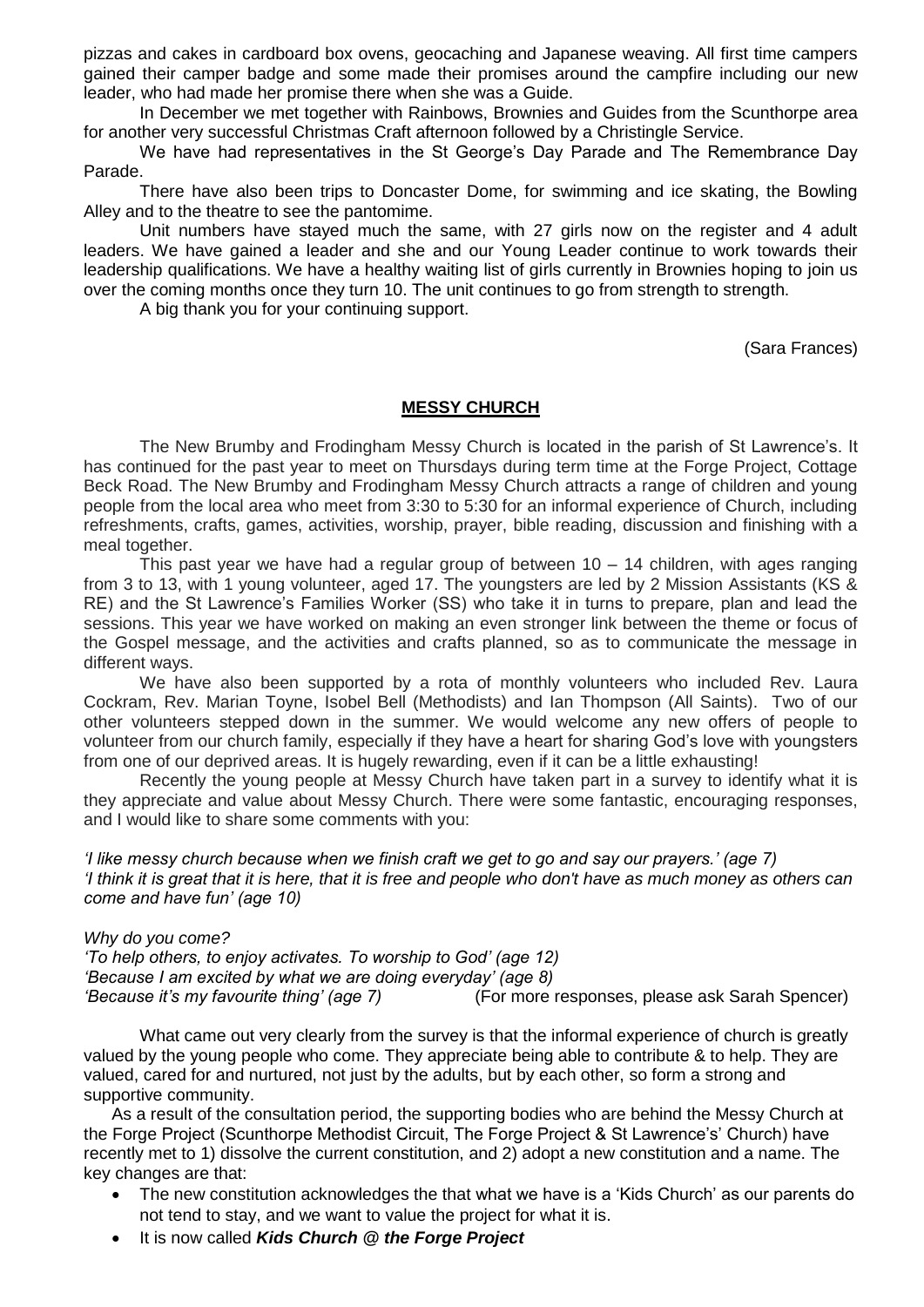pizzas and cakes in cardboard box ovens, geocaching and Japanese weaving. All first time campers gained their camper badge and some made their promises around the campfire including our new leader, who had made her promise there when she was a Guide.

In December we met together with Rainbows, Brownies and Guides from the Scunthorpe area for another very successful Christmas Craft afternoon followed by a Christingle Service.

We have had representatives in the St George's Day Parade and The Remembrance Day Parade.

There have also been trips to Doncaster Dome, for swimming and ice skating, the Bowling Alley and to the theatre to see the pantomime.

Unit numbers have stayed much the same, with 27 girls now on the register and 4 adult leaders. We have gained a leader and she and our Young Leader continue to work towards their leadership qualifications. We have a healthy waiting list of girls currently in Brownies hoping to join us over the coming months once they turn 10. The unit continues to go from strength to strength.

A big thank you for your continuing support.

(Sara Frances)

## **MESSY CHURCH**

The New Brumby and Frodingham Messy Church is located in the parish of St Lawrence's. It has continued for the past year to meet on Thursdays during term time at the Forge Project, Cottage Beck Road. The New Brumby and Frodingham Messy Church attracts a range of children and young people from the local area who meet from 3:30 to 5:30 for an informal experience of Church, including refreshments, crafts, games, activities, worship, prayer, bible reading, discussion and finishing with a meal together.

This past year we have had a regular group of between 10 – 14 children, with ages ranging from 3 to 13, with 1 young volunteer, aged 17. The youngsters are led by 2 Mission Assistants (KS & RE) and the St Lawrence's Families Worker (SS) who take it in turns to prepare, plan and lead the sessions. This year we have worked on making an even stronger link between the theme or focus of the Gospel message, and the activities and crafts planned, so as to communicate the message in different ways.

We have also been supported by a rota of monthly volunteers who included Rev. Laura Cockram, Rev. Marian Toyne, Isobel Bell (Methodists) and Ian Thompson (All Saints). Two of our other volunteers stepped down in the summer. We would welcome any new offers of people to volunteer from our church family, especially if they have a heart for sharing God's love with youngsters from one of our deprived areas. It is hugely rewarding, even if it can be a little exhausting!

Recently the young people at Messy Church have taken part in a survey to identify what it is they appreciate and value about Messy Church. There were some fantastic, encouraging responses, and I would like to share some comments with you:

*'I like messy church because when we finish craft we get to go and say our prayers.' (age 7)*
*'I think it is great that it is here, that it is free and people who don't have as much money as others can come and have fun' (age 10)*

*Why do you come?*
*'To help others, to enjoy activates. To worship to God' (age 12)*
*'Because I am excited by what we are doing everyday' (age 8)*
*'Because it's my favourite thing' (age 7)* (For more responses, please ask Sarah Spencer)

What came out very clearly from the survey is that the informal experience of church is greatly valued by the young people who come. They appreciate being able to contribute & to help. They are valued, cared for and nurtured, not just by the adults, but by each other, so form a strong and supportive community.

As a result of the consultation period, the supporting bodies who are behind the Messy Church at the Forge Project (Scunthorpe Methodist Circuit, The Forge Project & St Lawrence's' Church) have recently met to 1) dissolve the current constitution, and 2) adopt a new constitution and a name. The key changes are that:

- The new constitution acknowledges the that what we have is a 'Kids Church' as our parents do not tend to stay, and we want to value the project for what it is.
- It is now called ***Kids Church @ the Forge Project***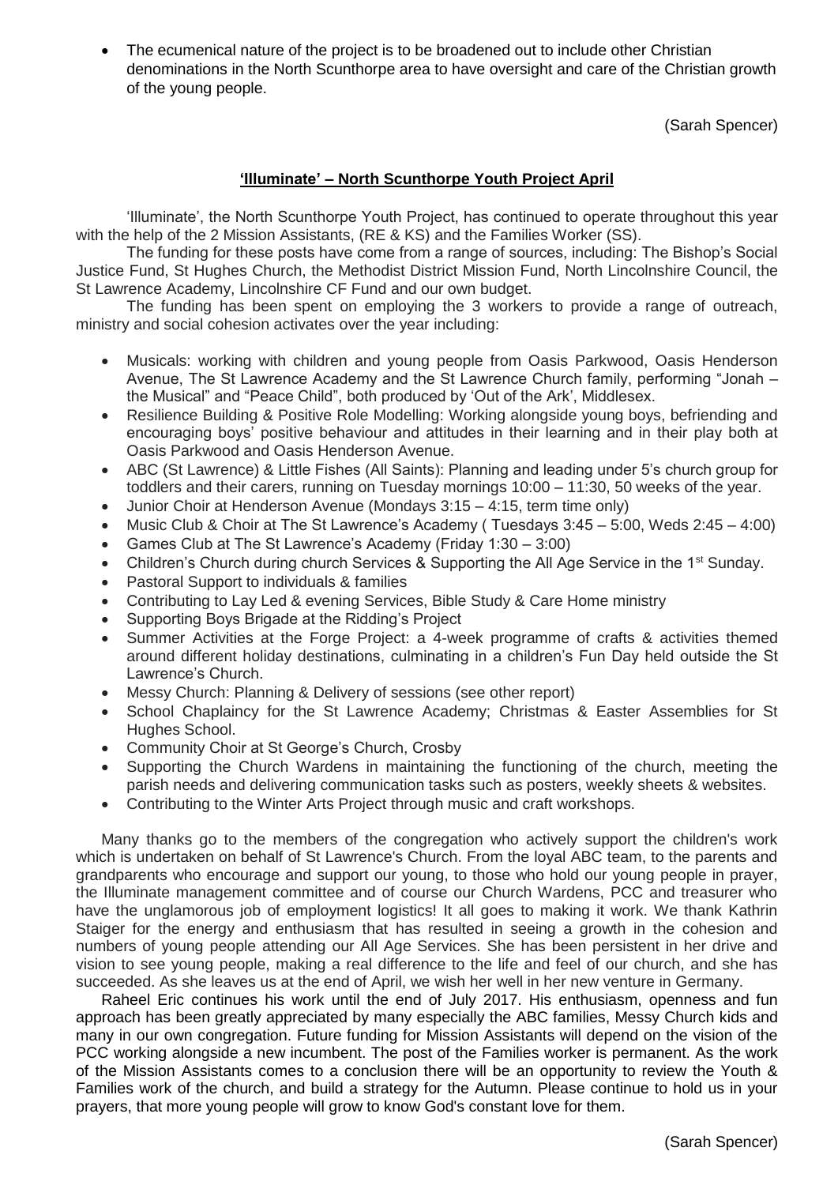- The ecumenical nature of the project is to be broadened out to include other Christian denominations in the North Scunthorpe area to have oversight and care of the Christian growth of the young people.

(Sarah Spencer)

## 'Illuminate' – North Scunthorpe Youth Project April

'Illuminate', the North Scunthorpe Youth Project, has continued to operate throughout this year with the help of the 2 Mission Assistants, (RE & KS) and the Families Worker (SS).

The funding for these posts have come from a range of sources, including: The Bishop's Social Justice Fund, St Hughes Church, the Methodist District Mission Fund, North Lincolnshire Council, the St Lawrence Academy, Lincolnshire CF Fund and our own budget.

The funding has been spent on employing the 3 workers to provide a range of outreach, ministry and social cohesion activates over the year including:

- Musicals: working with children and young people from Oasis Parkwood, Oasis Henderson Avenue, The St Lawrence Academy and the St Lawrence Church family, performing "Jonah – the Musical" and "Peace Child", both produced by 'Out of the Ark', Middlesex.
- Resilience Building & Positive Role Modelling: Working alongside young boys, befriending and encouraging boys' positive behaviour and attitudes in their learning and in their play both at Oasis Parkwood and Oasis Henderson Avenue.
- ABC (St Lawrence) & Little Fishes (All Saints): Planning and leading under 5's church group for toddlers and their carers, running on Tuesday mornings 10:00 – 11:30, 50 weeks of the year.
- Junior Choir at Henderson Avenue (Mondays 3:15 – 4:15, term time only)
- Music Club & Choir at The St Lawrence's Academy ( Tuesdays 3:45 – 5:00, Weds 2:45 – 4:00)
- Games Club at The St Lawrence's Academy (Friday 1:30 – 3:00)
- Children's Church during church Services & Supporting the All Age Service in the 1st Sunday.
- Pastoral Support to individuals & families
- Contributing to Lay Led & evening Services, Bible Study & Care Home ministry
- Supporting Boys Brigade at the Ridding's Project
- Summer Activities at the Forge Project: a 4-week programme of crafts & activities themed around different holiday destinations, culminating in a children's Fun Day held outside the St Lawrence's Church.
- Messy Church: Planning & Delivery of sessions (see other report)
- School Chaplaincy for the St Lawrence Academy; Christmas & Easter Assemblies for St Hughes School.
- Community Choir at St George's Church, Crosby
- Supporting the Church Wardens in maintaining the functioning of the church, meeting the parish needs and delivering communication tasks such as posters, weekly sheets & websites.
- Contributing to the Winter Arts Project through music and craft workshops.

Many thanks go to the members of the congregation who actively support the children's work which is undertaken on behalf of St Lawrence's Church. From the loyal ABC team, to the parents and grandparents who encourage and support our young, to those who hold our young people in prayer, the Illuminate management committee and of course our Church Wardens, PCC and treasurer who have the unglamorous job of employment logistics! It all goes to making it work. We thank Kathrin Staiger for the energy and enthusiasm that has resulted in seeing a growth in the cohesion and numbers of young people attending our All Age Services. She has been persistent in her drive and vision to see young people, making a real difference to the life and feel of our church, and she has succeeded. As she leaves us at the end of April, we wish her well in her new venture in Germany.

Raheel Eric continues his work until the end of July 2017. His enthusiasm, openness and fun approach has been greatly appreciated by many especially the ABC families, Messy Church kids and many in our own congregation. Future funding for Mission Assistants will depend on the vision of the PCC working alongside a new incumbent. The post of the Families worker is permanent. As the work of the Mission Assistants comes to a conclusion there will be an opportunity to review the Youth & Families work of the church, and build a strategy for the Autumn. Please continue to hold us in your prayers, that more young people will grow to know God's constant love for them.

(Sarah Spencer)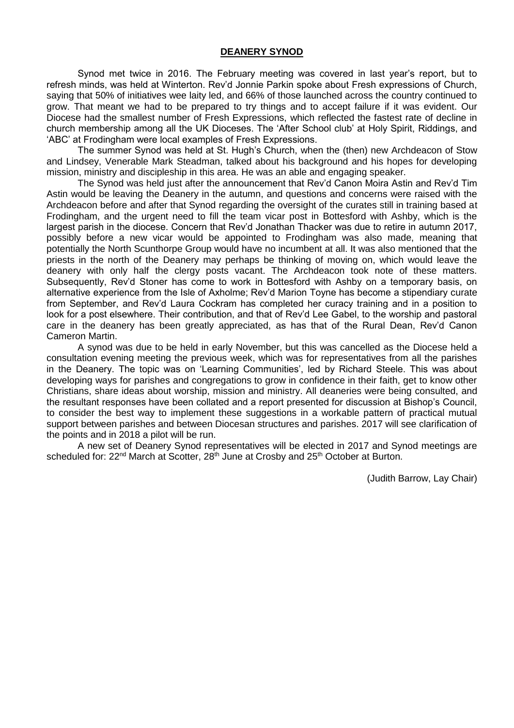## DEANERY SYNOD

Synod met twice in 2016. The February meeting was covered in last year's report, but to refresh minds, was held at Winterton. Rev'd Jonnie Parkin spoke about Fresh expressions of Church, saying that 50% of initiatives wee laity led, and 66% of those launched across the country continued to grow. That meant we had to be prepared to try things and to accept failure if it was evident. Our Diocese had the smallest number of Fresh Expressions, which reflected the fastest rate of decline in church membership among all the UK Dioceses. The 'After School club' at Holy Spirit, Riddings, and 'ABC' at Frodingham were local examples of Fresh Expressions.

The summer Synod was held at St. Hugh's Church, when the (then) new Archdeacon of Stow and Lindsey, Venerable Mark Steadman, talked about his background and his hopes for developing mission, ministry and discipleship in this area. He was an able and engaging speaker.

The Synod was held just after the announcement that Rev'd Canon Moira Astin and Rev'd Tim Astin would be leaving the Deanery in the autumn, and questions and concerns were raised with the Archdeacon before and after that Synod regarding the oversight of the curates still in training based at Frodingham, and the urgent need to fill the team vicar post in Bottesford with Ashby, which is the largest parish in the diocese. Concern that Rev'd Jonathan Thacker was due to retire in autumn 2017, possibly before a new vicar would be appointed to Frodingham was also made, meaning that potentially the North Scunthorpe Group would have no incumbent at all. It was also mentioned that the priests in the north of the Deanery may perhaps be thinking of moving on, which would leave the deanery with only half the clergy posts vacant. The Archdeacon took note of these matters. Subsequently, Rev'd Stoner has come to work in Bottesford with Ashby on a temporary basis, on alternative experience from the Isle of Axholme; Rev'd Marion Toyne has become a stipendiary curate from September, and Rev'd Laura Cockram has completed her curacy training and in a position to look for a post elsewhere. Their contribution, and that of Rev'd Lee Gabel, to the worship and pastoral care in the deanery has been greatly appreciated, as has that of the Rural Dean, Rev'd Canon Cameron Martin.

A synod was due to be held in early November, but this was cancelled as the Diocese held a consultation evening meeting the previous week, which was for representatives from all the parishes in the Deanery. The topic was on 'Learning Communities', led by Richard Steele. This was about developing ways for parishes and congregations to grow in confidence in their faith, get to know other Christians, share ideas about worship, mission and ministry. All deaneries were being consulted, and the resultant responses have been collated and a report presented for discussion at Bishop's Council, to consider the best way to implement these suggestions in a workable pattern of practical mutual support between parishes and between Diocesan structures and parishes. 2017 will see clarification of the points and in 2018 a pilot will be run.

A new set of Deanery Synod representatives will be elected in 2017 and Synod meetings are scheduled for: 22nd March at Scotter, 28th June at Crosby and 25th October at Burton.

(Judith Barrow, Lay Chair)